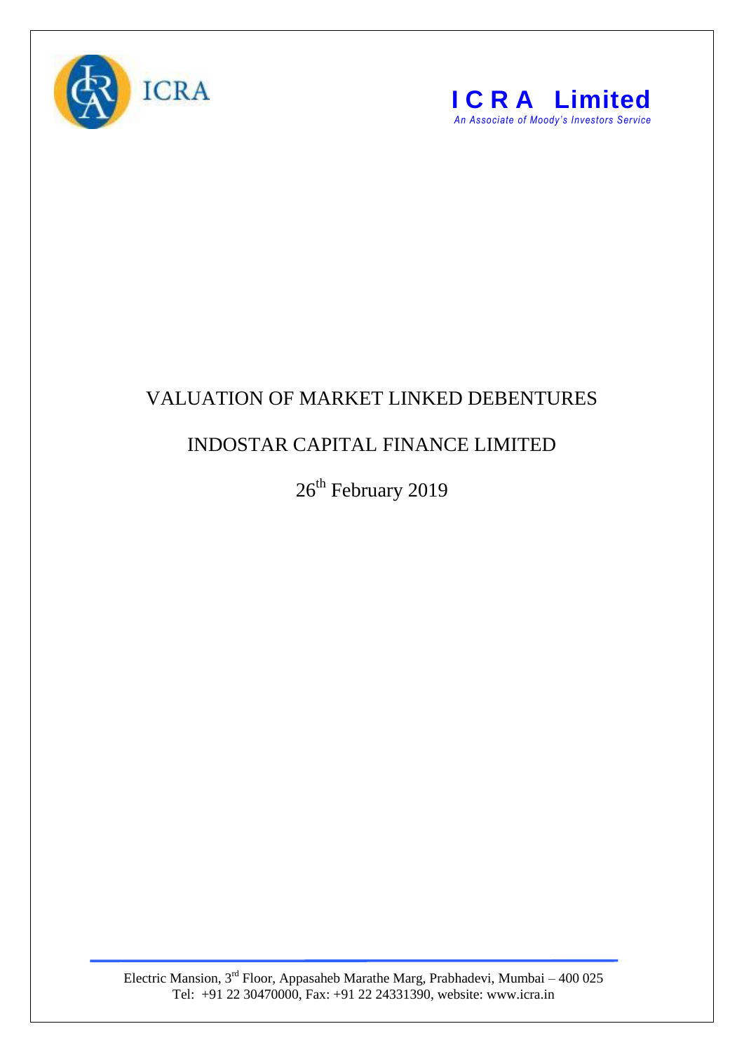ICRA

**ICRA Limited**

*An Associate of Moody's Investors Service*

# VALUATION OF MARKET LINKED DEBENTURES

## INDOSTAR CAPITAL FINANCE LIMITED

26th February 2019

Electric Mansion, 3rd Floor, Appasaheb Marathe Marg, Prabhadevi, Mumbai – 400 025
Tel: +91 22 30470000, Fax: +91 22 24331390, website: www.icra.in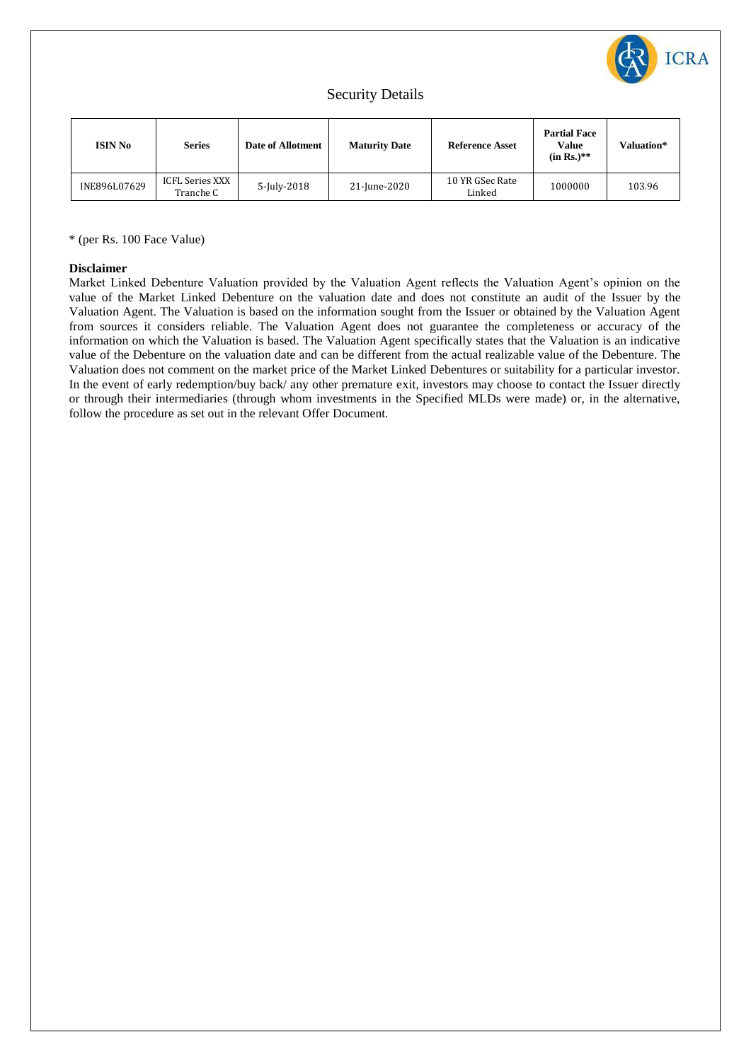## Security Details

| ISIN No | Series | Date of Allotment | Maturity Date | Reference Asset | Partial Face Value (in Rs.)** | Valuation* |
|---|---|---|---|---|---|---|
| INE896L07629 | ICFL Series XXX Tranche C | 5-July-2018 | 21-June-2020 | 10 YR GSec Rate Linked | 1000000 | 103.96 |

* (per Rs. 100 Face Value)

**Disclaimer**

Market Linked Debenture Valuation provided by the Valuation Agent reflects the Valuation Agent's opinion on the value of the Market Linked Debenture on the valuation date and does not constitute an audit of the Issuer by the Valuation Agent. The Valuation is based on the information sought from the Issuer or obtained by the Valuation Agent from sources it considers reliable. The Valuation Agent does not guarantee the completeness or accuracy of the information on which the Valuation is based. The Valuation Agent specifically states that the Valuation is an indicative value of the Debenture on the valuation date and can be different from the actual realizable value of the Debenture. The Valuation does not comment on the market price of the Market Linked Debentures or suitability for a particular investor. In the event of early redemption/buy back/ any other premature exit, investors may choose to contact the Issuer directly or through their intermediaries (through whom investments in the Specified MLDs were made) or, in the alternative, follow the procedure as set out in the relevant Offer Document.